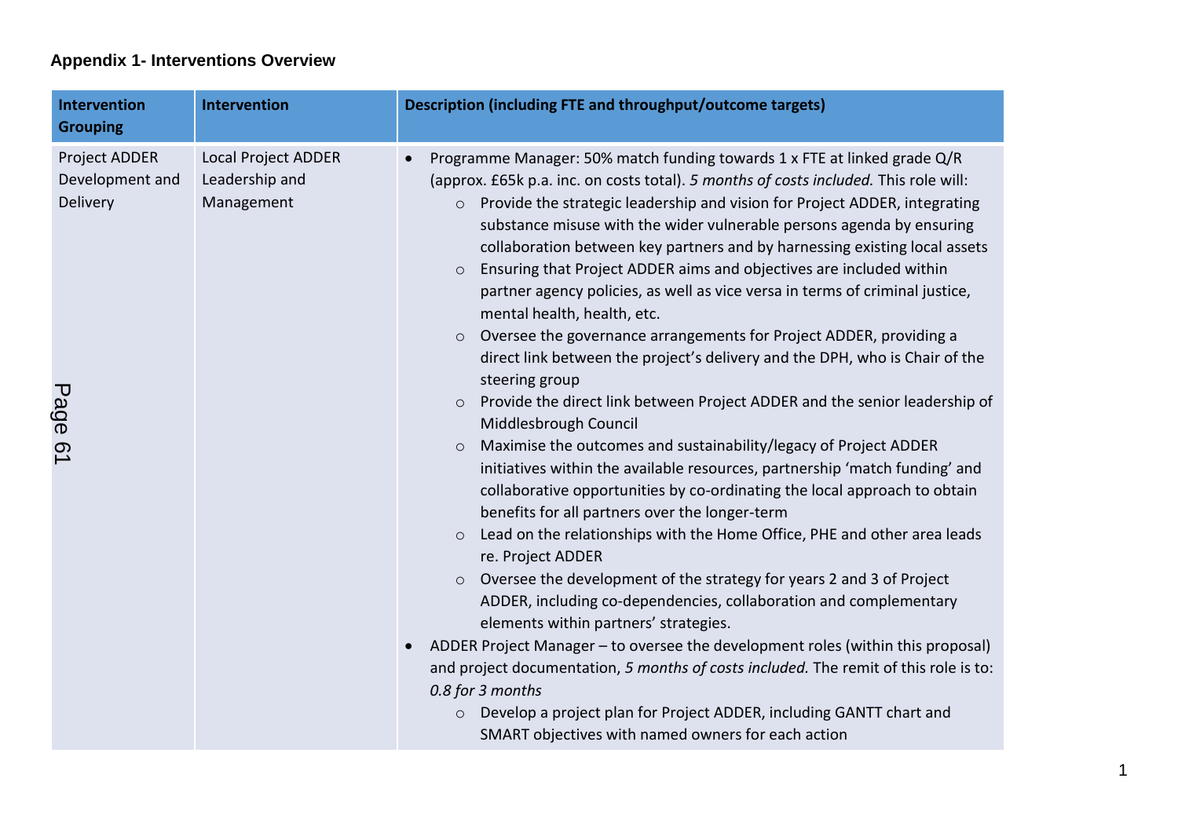## Appendix 1- Interventions Overview

| Intervention Grouping | Intervention | Description (including FTE and throughput/outcome targets) |
|---|---|---|
| Project ADDER Development and Delivery | Local Project ADDER Leadership and Management | • Programme Manager: 50% match funding towards 1 x FTE at linked grade Q/R (approx. £65k p.a. inc. on costs total). *5 months of costs included.* This role will:<br>○ Provide the strategic leadership and vision for Project ADDER, integrating substance misuse with the wider vulnerable persons agenda by ensuring collaboration between key partners and by harnessing existing local assets<br>○ Ensuring that Project ADDER aims and objectives are included within partner agency policies, as well as vice versa in terms of criminal justice, mental health, health, etc.<br>○ Oversee the governance arrangements for Project ADDER, providing a direct link between the project's delivery and the DPH, who is Chair of the steering group<br>○ Provide the direct link between Project ADDER and the senior leadership of Middlesbrough Council<br>○ Maximise the outcomes and sustainability/legacy of Project ADDER initiatives within the available resources, partnership 'match funding' and collaborative opportunities by co-ordinating the local approach to obtain benefits for all partners over the longer-term<br>○ Lead on the relationships with the Home Office, PHE and other area leads re. Project ADDER<br>○ Oversee the development of the strategy for years 2 and 3 of Project ADDER, including co-dependencies, collaboration and complementary elements within partners' strategies.<br>• ADDER Project Manager – to oversee the development roles (within this proposal) and project documentation, *5 months of costs included.* The remit of this role is to: *0.8 for 3 months*<br>○ Develop a project plan for Project ADDER, including GANTT chart and SMART objectives with named owners for each action |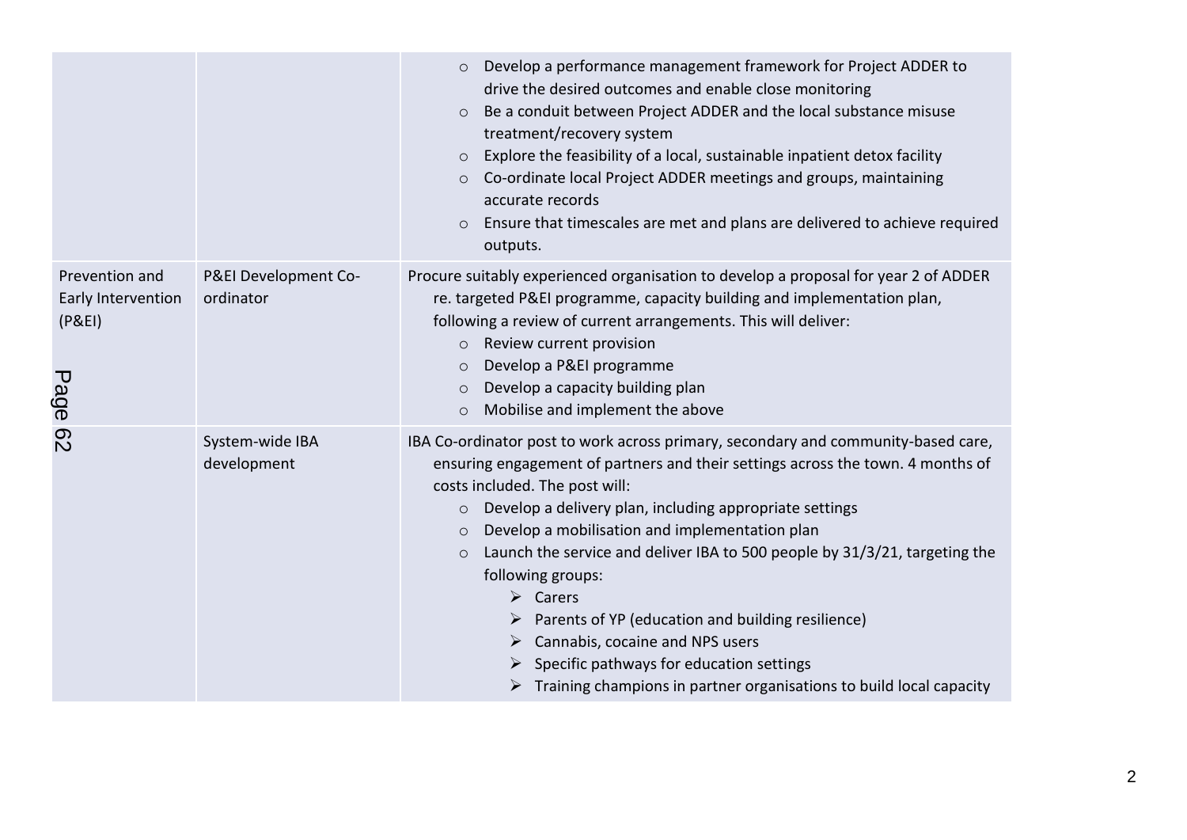| | | |
|---|---|---|
| | | ○ Develop a performance management framework for Project ADDER to drive the desired outcomes and enable close monitoring<br>○ Be a conduit between Project ADDER and the local substance misuse treatment/recovery system<br>○ Explore the feasibility of a local, sustainable inpatient detox facility<br>○ Co-ordinate local Project ADDER meetings and groups, maintaining accurate records<br>○ Ensure that timescales are met and plans are delivered to achieve required outputs. |
| Prevention and Early Intervention (P&EI) | P&EI Development Co-ordinator | Procure suitably experienced organisation to develop a proposal for year 2 of ADDER re. targeted P&EI programme, capacity building and implementation plan, following a review of current arrangements. This will deliver:<br>○ Review current provision<br>○ Develop a P&EI programme<br>○ Develop a capacity building plan<br>○ Mobilise and implement the above |
| | System-wide IBA development | IBA Co-ordinator post to work across primary, secondary and community-based care, ensuring engagement of partners and their settings across the town. 4 months of costs included. The post will:<br>○ Develop a delivery plan, including appropriate settings<br>○ Develop a mobilisation and implementation plan<br>○ Launch the service and deliver IBA to 500 people by 31/3/21, targeting the following groups:<br>➢ Carers<br>➢ Parents of YP (education and building resilience)<br>➢ Cannabis, cocaine and NPS users<br>➢ Specific pathways for education settings<br>➢ Training champions in partner organisations to build local capacity |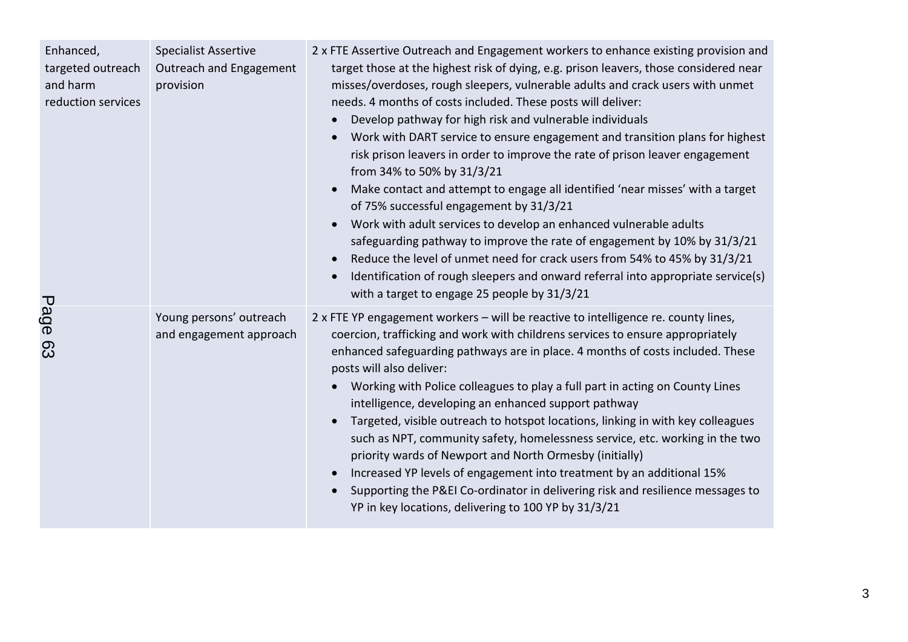| | | |
|---|---|---|
| Enhanced, targeted outreach and harm reduction services | Specialist Assertive Outreach and Engagement provision | 2 x FTE Assertive Outreach and Engagement workers to enhance existing provision and target those at the highest risk of dying, e.g. prison leavers, those considered near misses/overdoses, rough sleepers, vulnerable adults and crack users with unmet needs. 4 months of costs included. These posts will deliver:<br>• Develop pathway for high risk and vulnerable individuals<br>• Work with DART service to ensure engagement and transition plans for highest risk prison leavers in order to improve the rate of prison leaver engagement from 34% to 50% by 31/3/21<br>• Make contact and attempt to engage all identified 'near misses' with a target of 75% successful engagement by 31/3/21<br>• Work with adult services to develop an enhanced vulnerable adults safeguarding pathway to improve the rate of engagement by 10% by 31/3/21<br>• Reduce the level of unmet need for crack users from 54% to 45% by 31/3/21<br>• Identification of rough sleepers and onward referral into appropriate service(s) with a target to engage 25 people by 31/3/21 |
| | Young persons' outreach and engagement approach | 2 x FTE YP engagement workers – will be reactive to intelligence re. county lines, coercion, trafficking and work with childrens services to ensure appropriately enhanced safeguarding pathways are in place. 4 months of costs included. These posts will also deliver:<br>• Working with Police colleagues to play a full part in acting on County Lines intelligence, developing an enhanced support pathway<br>• Targeted, visible outreach to hotspot locations, linking in with key colleagues such as NPT, community safety, homelessness service, etc. working in the two priority wards of Newport and North Ormesby (initially)<br>• Increased YP levels of engagement into treatment by an additional 15%<br>• Supporting the P&EI Co-ordinator in delivering risk and resilience messages to YP in key locations, delivering to 100 YP by 31/3/21 |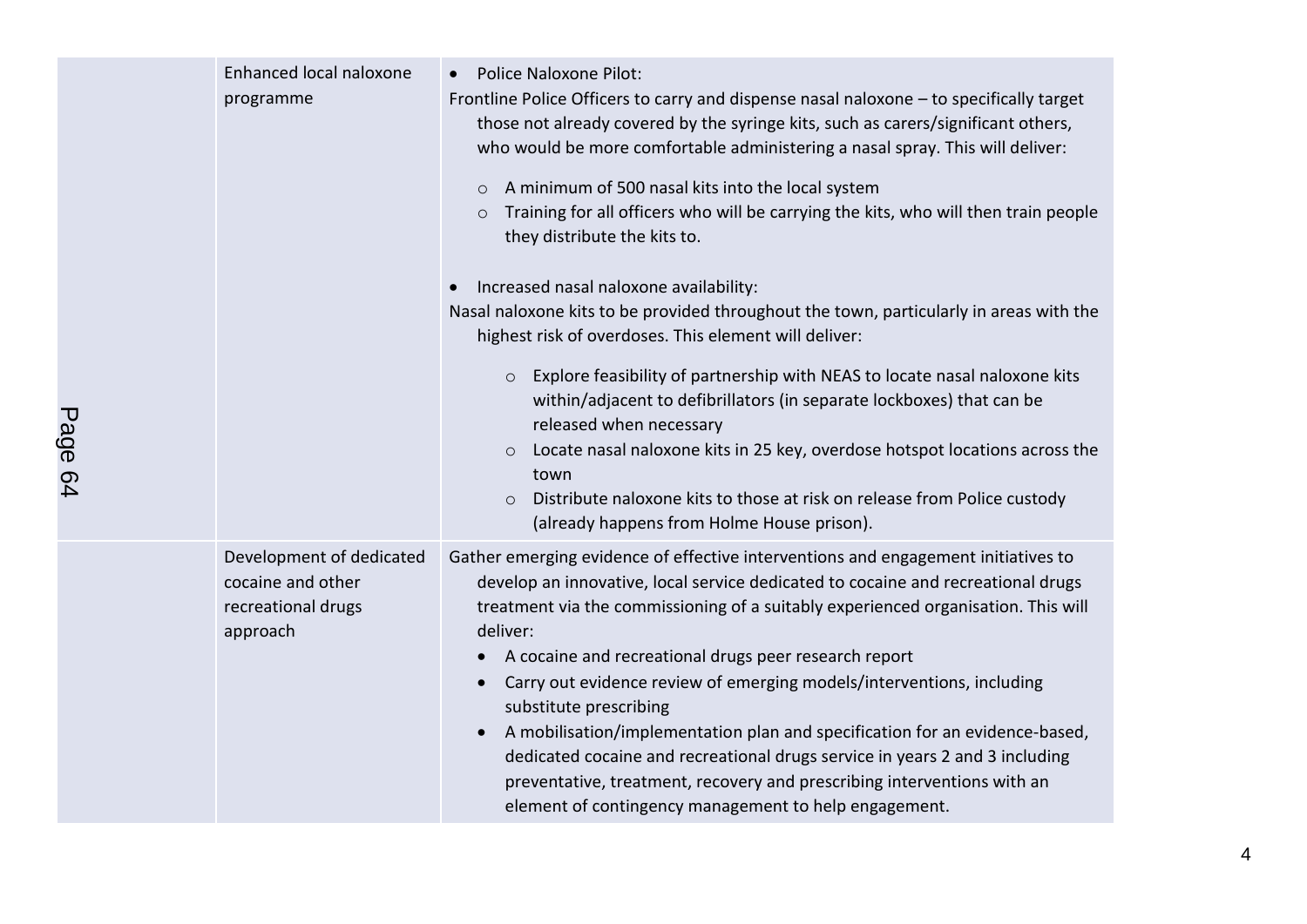| | | |
|---|---|---|
| | Enhanced local naloxone programme | • Police Naloxone Pilot:<br>Frontline Police Officers to carry and dispense nasal naloxone – to specifically target those not already covered by the syringe kits, such as carers/significant others, who would be more comfortable administering a nasal spray. This will deliver:<br>&nbsp;&nbsp;&nbsp;&nbsp;○ A minimum of 500 nasal kits into the local system<br>&nbsp;&nbsp;&nbsp;&nbsp;○ Training for all officers who will be carrying the kits, who will then train people they distribute the kits to.<br><br>• Increased nasal naloxone availability:<br>Nasal naloxone kits to be provided throughout the town, particularly in areas with the highest risk of overdoses. This element will deliver:<br>&nbsp;&nbsp;&nbsp;&nbsp;○ Explore feasibility of partnership with NEAS to locate nasal naloxone kits within/adjacent to defibrillators (in separate lockboxes) that can be released when necessary<br>&nbsp;&nbsp;&nbsp;&nbsp;○ Locate nasal naloxone kits in 25 key, overdose hotspot locations across the town<br>&nbsp;&nbsp;&nbsp;&nbsp;○ Distribute naloxone kits to those at risk on release from Police custody (already happens from Holme House prison). |
| | Development of dedicated cocaine and other recreational drugs approach | Gather emerging evidence of effective interventions and engagement initiatives to develop an innovative, local service dedicated to cocaine and recreational drugs treatment via the commissioning of a suitably experienced organisation. This will deliver:<br>• A cocaine and recreational drugs peer research report<br>• Carry out evidence review of emerging models/interventions, including substitute prescribing<br>• A mobilisation/implementation plan and specification for an evidence-based, dedicated cocaine and recreational drugs service in years 2 and 3 including preventative, treatment, recovery and prescribing interventions with an element of contingency management to help engagement. |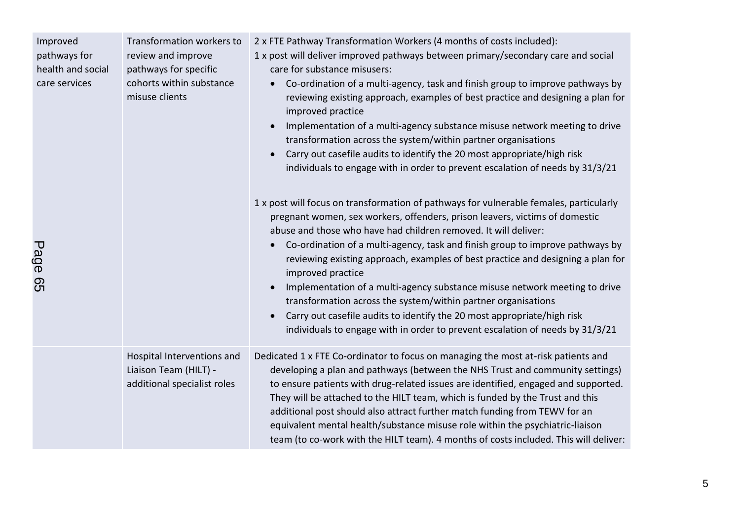| | | |
|---|---|---|
| Improved pathways for health and social care services | Transformation workers to review and improve pathways for specific cohorts within substance misuse clients | 2 x FTE Pathway Transformation Workers (4 months of costs included):<br>1 x post will deliver improved pathways between primary/secondary care and social care for substance misusers:<br>• Co-ordination of a multi-agency, task and finish group to improve pathways by reviewing existing approach, examples of best practice and designing a plan for improved practice<br>• Implementation of a multi-agency substance misuse network meeting to drive transformation across the system/within partner organisations<br>• Carry out casefile audits to identify the 20 most appropriate/high risk individuals to engage with in order to prevent escalation of needs by 31/3/21<br><br>1 x post will focus on transformation of pathways for vulnerable females, particularly pregnant women, sex workers, offenders, prison leavers, victims of domestic abuse and those who have had children removed. It will deliver:<br>• Co-ordination of a multi-agency, task and finish group to improve pathways by reviewing existing approach, examples of best practice and designing a plan for improved practice<br>• Implementation of a multi-agency substance misuse network meeting to drive transformation across the system/within partner organisations<br>• Carry out casefile audits to identify the 20 most appropriate/high risk individuals to engage with in order to prevent escalation of needs by 31/3/21 |
| | Hospital Interventions and Liaison Team (HILT) - additional specialist roles | Dedicated 1 x FTE Co-ordinator to focus on managing the most at-risk patients and developing a plan and pathways (between the NHS Trust and community settings) to ensure patients with drug-related issues are identified, engaged and supported. They will be attached to the HILT team, which is funded by the Trust and this additional post should also attract further match funding from TEWV for an equivalent mental health/substance misuse role within the psychiatric-liaison team (to co-work with the HILT team). 4 months of costs included. This will deliver: |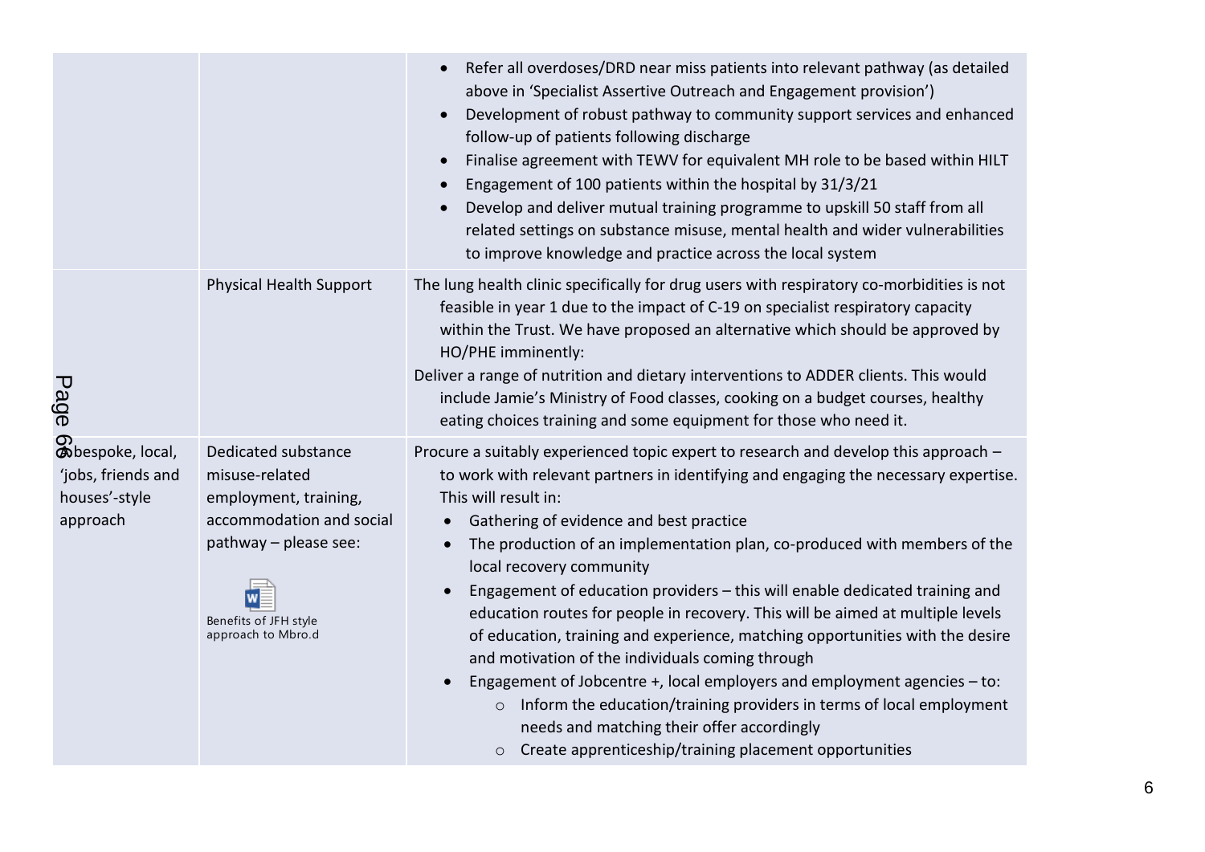| | | |
|---|---|---|
| | | • Refer all overdoses/DRD near miss patients into relevant pathway (as detailed above in 'Specialist Assertive Outreach and Engagement provision')<br>• Development of robust pathway to community support services and enhanced follow-up of patients following discharge<br>• Finalise agreement with TEWV for equivalent MH role to be based within HILT<br>• Engagement of 100 patients within the hospital by 31/3/21<br>• Develop and deliver mutual training programme to upskill 50 staff from all related settings on substance misuse, mental health and wider vulnerabilities to improve knowledge and practice across the local system |
| | Physical Health Support | The lung health clinic specifically for drug users with respiratory co-morbidities is not feasible in year 1 due to the impact of C-19 on specialist respiratory capacity within the Trust. We have proposed an alternative which should be approved by HO/PHE imminently:<br>Deliver a range of nutrition and dietary interventions to ADDER clients. This would include Jamie's Ministry of Food classes, cooking on a budget courses, healthy eating choices training and some equipment for those who need it. |
| A bespoke, local, 'jobs, friends and houses'-style approach | Dedicated substance misuse-related employment, training, accommodation and social pathway – please see:<br><br>Benefits of JFH style approach to Mbro.d | Procure a suitably experienced topic expert to research and develop this approach – to work with relevant partners in identifying and engaging the necessary expertise. This will result in:<br>• Gathering of evidence and best practice<br>• The production of an implementation plan, co-produced with members of the local recovery community<br>• Engagement of education providers – this will enable dedicated training and education routes for people in recovery. This will be aimed at multiple levels of education, training and experience, matching opportunities with the desire and motivation of the individuals coming through<br>• Engagement of Jobcentre +, local employers and employment agencies – to:<br>&nbsp;&nbsp;&nbsp;&nbsp;○ Inform the education/training providers in terms of local employment needs and matching their offer accordingly<br>&nbsp;&nbsp;&nbsp;&nbsp;○ Create apprenticeship/training placement opportunities |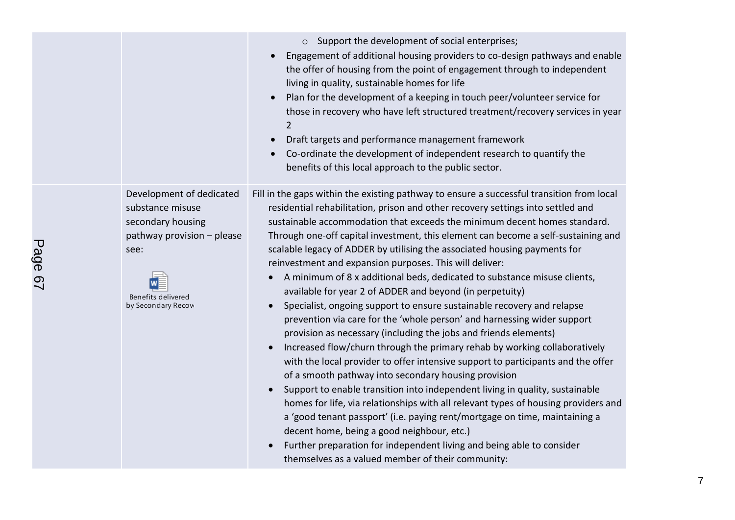| | | |
|---|---|---|
| | | ○ Support the development of social enterprises;<br>• Engagement of additional housing providers to co-design pathways and enable the offer of housing from the point of engagement through to independent living in quality, sustainable homes for life<br>• Plan for the development of a keeping in touch peer/volunteer service for those in recovery who have left structured treatment/recovery services in year 2<br>• Draft targets and performance management framework<br>• Co-ordinate the development of independent research to quantify the benefits of this local approach to the public sector. |
| | Development of dedicated substance misuse secondary housing pathway provision – please see:<br><br>Benefits delivered by Secondary Recov | Fill in the gaps within the existing pathway to ensure a successful transition from local residential rehabilitation, prison and other recovery settings into settled and sustainable accommodation that exceeds the minimum decent homes standard. Through one-off capital investment, this element can become a self-sustaining and scalable legacy of ADDER by utilising the associated housing payments for reinvestment and expansion purposes. This will deliver:<br>• A minimum of 8 x additional beds, dedicated to substance misuse clients, available for year 2 of ADDER and beyond (in perpetuity)<br>• Specialist, ongoing support to ensure sustainable recovery and relapse prevention via care for the 'whole person' and harnessing wider support provision as necessary (including the jobs and friends elements)<br>• Increased flow/churn through the primary rehab by working collaboratively with the local provider to offer intensive support to participants and the offer of a smooth pathway into secondary housing provision<br>• Support to enable transition into independent living in quality, sustainable homes for life, via relationships with all relevant types of housing providers and a 'good tenant passport' (i.e. paying rent/mortgage on time, maintaining a decent home, being a good neighbour, etc.)<br>• Further preparation for independent living and being able to consider themselves as a valued member of their community: |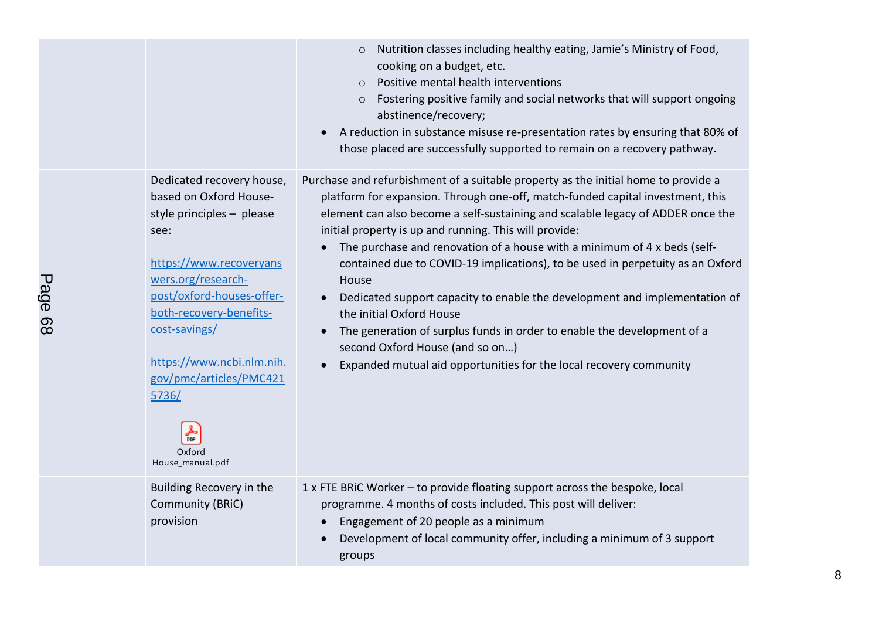| | | |
|---|---|---|
| | | ○ Nutrition classes including healthy eating, Jamie's Ministry of Food, cooking on a budget, etc.<br>○ Positive mental health interventions<br>○ Fostering positive family and social networks that will support ongoing abstinence/recovery;<br>• A reduction in substance misuse re-presentation rates by ensuring that 80% of those placed are successfully supported to remain on a recovery pathway. |
| | Dedicated recovery house, based on Oxford House-style principles – please see:<br><br>https://www.recoveryanswers.org/research-post/oxford-houses-offer-both-recovery-benefits-cost-savings/<br><br>https://www.ncbi.nlm.nih.gov/pmc/articles/PMC4215736/<br><br>Oxford House_manual.pdf | Purchase and refurbishment of a suitable property as the initial home to provide a platform for expansion. Through one-off, match-funded capital investment, this element can also become a self-sustaining and scalable legacy of ADDER once the initial property is up and running. This will provide:<br>• The purchase and renovation of a house with a minimum of 4 x beds (self-contained due to COVID-19 implications), to be used in perpetuity as an Oxford House<br>• Dedicated support capacity to enable the development and implementation of the initial Oxford House<br>• The generation of surplus funds in order to enable the development of a second Oxford House (and so on…)<br>• Expanded mutual aid opportunities for the local recovery community |
| | Building Recovery in the Community (BRiC) provision | 1 x FTE BRiC Worker – to provide floating support across the bespoke, local programme. 4 months of costs included. This post will deliver:<br>• Engagement of 20 people as a minimum<br>• Development of local community offer, including a minimum of 3 support groups |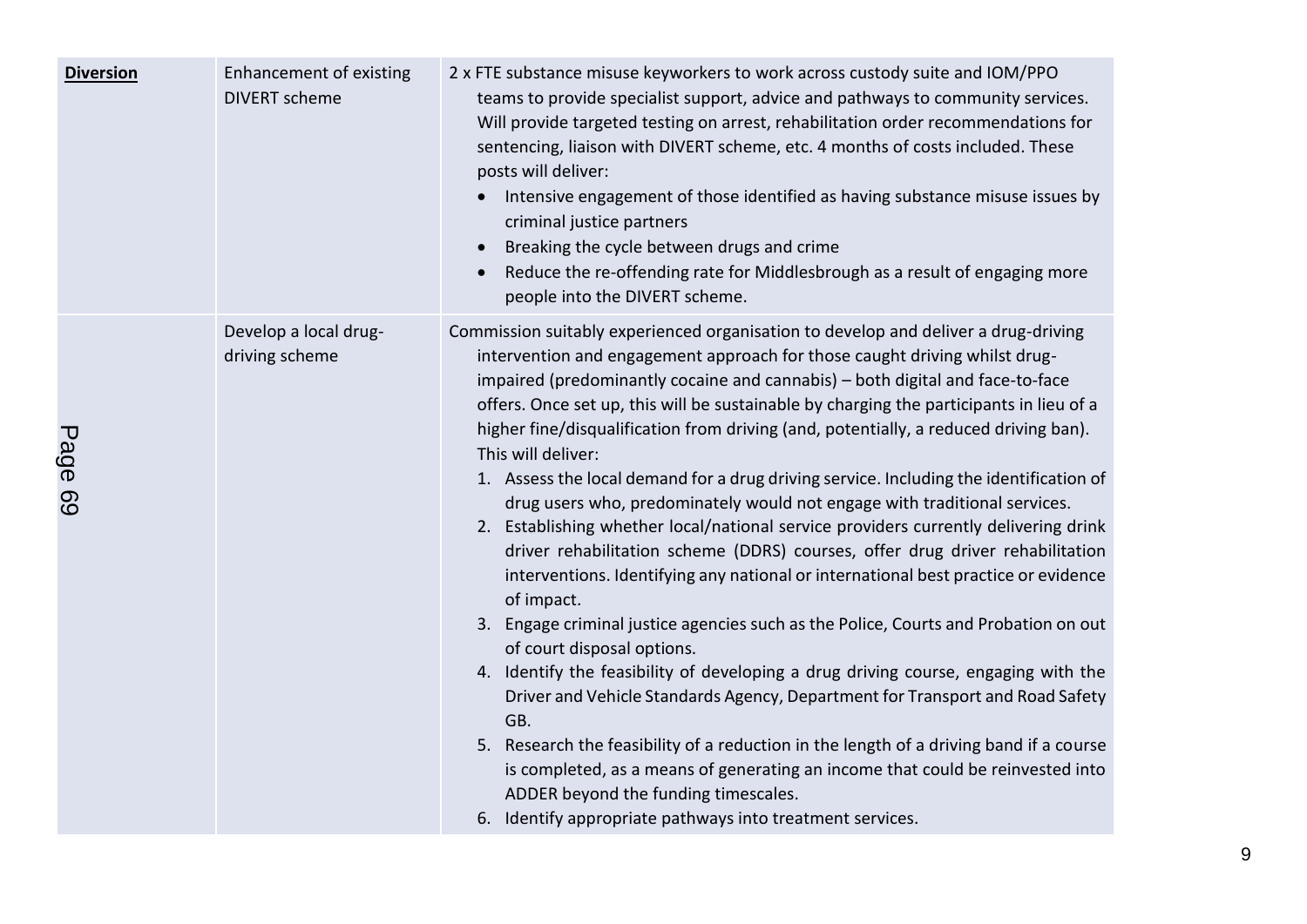| **Diversion** | Enhancement of existing DIVERT scheme | 2 x FTE substance misuse keyworkers to work across custody suite and IOM/PPO teams to provide specialist support, advice and pathways to community services. Will provide targeted testing on arrest, rehabilitation order recommendations for sentencing, liaison with DIVERT scheme, etc. 4 months of costs included. These posts will deliver:<br>• Intensive engagement of those identified as having substance misuse issues by criminal justice partners<br>• Breaking the cycle between drugs and crime<br>• Reduce the re-offending rate for Middlesbrough as a result of engaging more people into the DIVERT scheme. |
|---|---|---|
| | Develop a local drug-driving scheme | Commission suitably experienced organisation to develop and deliver a drug-driving intervention and engagement approach for those caught driving whilst drug-impaired (predominantly cocaine and cannabis) – both digital and face-to-face offers. Once set up, this will be sustainable by charging the participants in lieu of a higher fine/disqualification from driving (and, potentially, a reduced driving ban). This will deliver:<br>1. Assess the local demand for a drug driving service. Including the identification of drug users who, predominately would not engage with traditional services.<br>2. Establishing whether local/national service providers currently delivering drink driver rehabilitation scheme (DDRS) courses, offer drug driver rehabilitation interventions. Identifying any national or international best practice or evidence of impact.<br>3. Engage criminal justice agencies such as the Police, Courts and Probation on out of court disposal options.<br>4. Identify the feasibility of developing a drug driving course, engaging with the Driver and Vehicle Standards Agency, Department for Transport and Road Safety GB.<br>5. Research the feasibility of a reduction in the length of a driving band if a course is completed, as a means of generating an income that could be reinvested into ADDER beyond the funding timescales.<br>6. Identify appropriate pathways into treatment services. |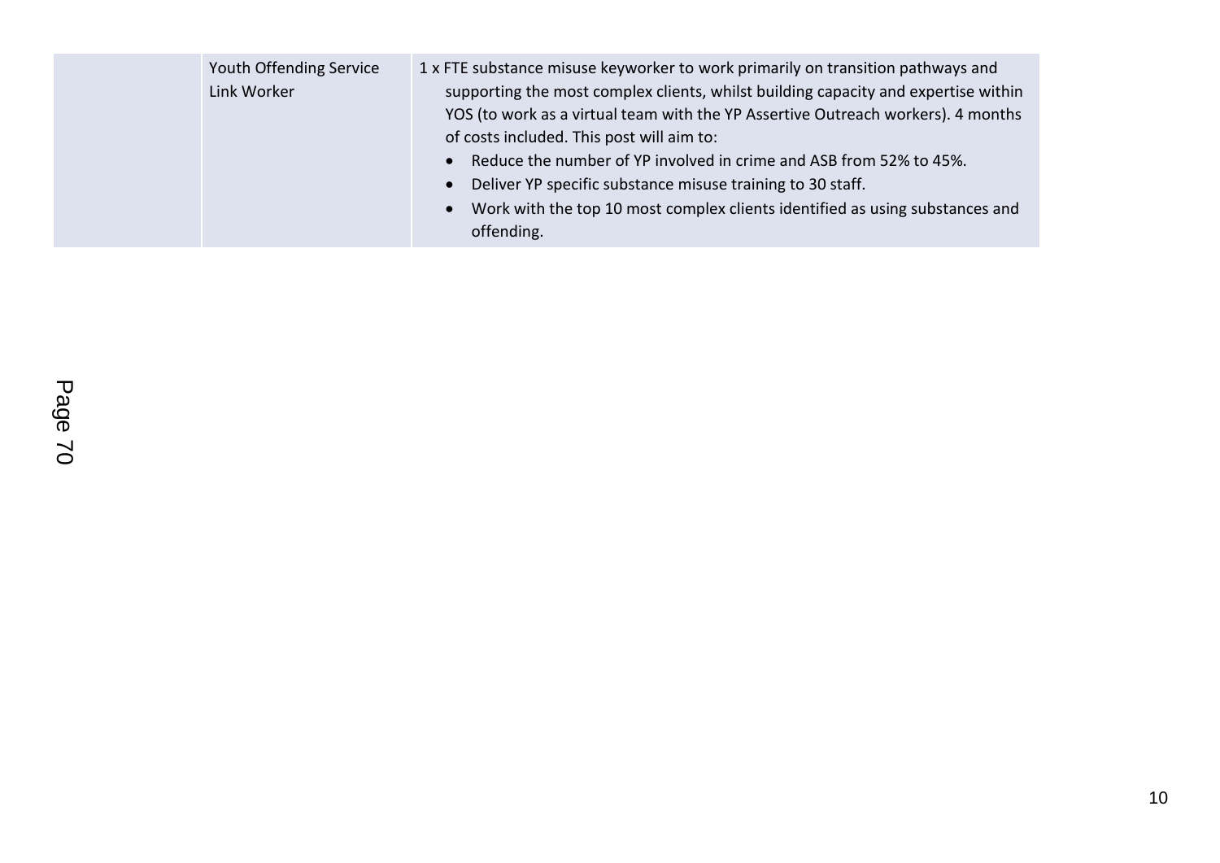| | | |
|---|---|---|
| | Youth Offending Service Link Worker | 1 x FTE substance misuse keyworker to work primarily on transition pathways and supporting the most complex clients, whilst building capacity and expertise within YOS (to work as a virtual team with the YP Assertive Outreach workers). 4 months of costs included. This post will aim to:<br>• Reduce the number of YP involved in crime and ASB from 52% to 45%.<br>• Deliver YP specific substance misuse training to 30 staff.<br>• Work with the top 10 most complex clients identified as using substances and offending. |